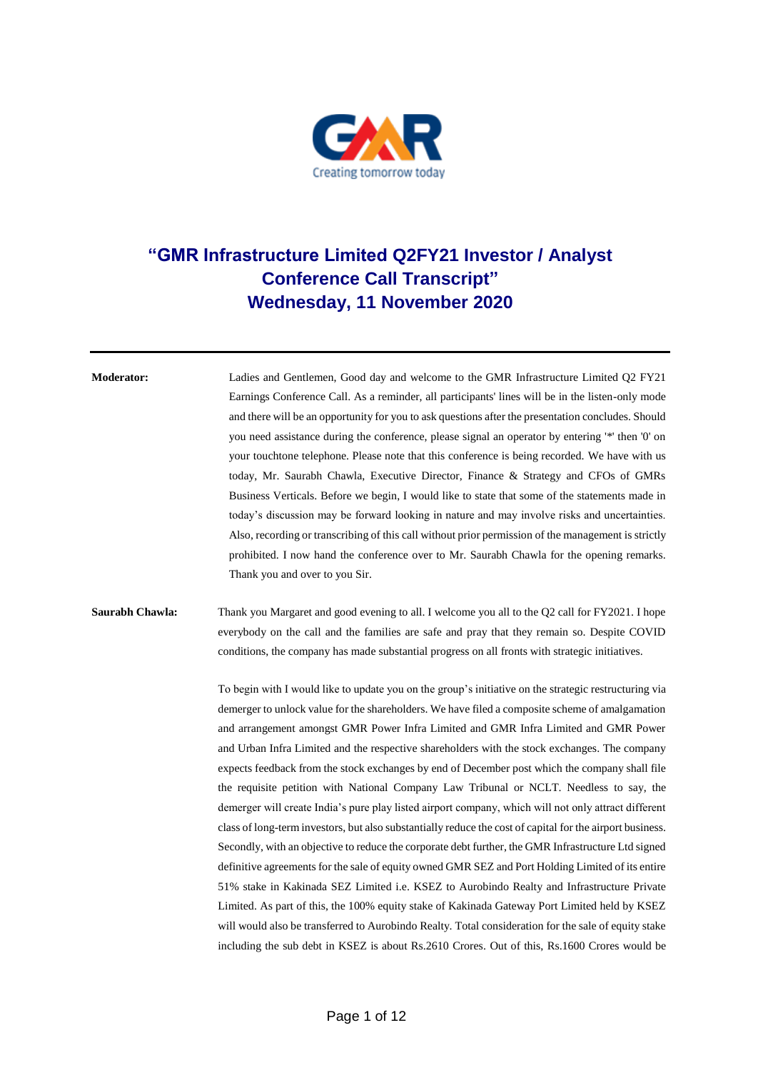# "GMR Infrastructure Limited Q2FY21 Investor / Analyst Conference Call Transcript"
# Wednesday, 11 November 2020

---

**Moderator:** Ladies and Gentlemen, Good day and welcome to the GMR Infrastructure Limited Q2 FY21 Earnings Conference Call. As a reminder, all participants' lines will be in the listen-only mode and there will be an opportunity for you to ask questions after the presentation concludes. Should you need assistance during the conference, please signal an operator by entering '*' then '0' on your touchtone telephone. Please note that this conference is being recorded. We have with us today, Mr. Saurabh Chawla, Executive Director, Finance & Strategy and CFOs of GMRs Business Verticals. Before we begin, I would like to state that some of the statements made in today's discussion may be forward looking in nature and may involve risks and uncertainties. Also, recording or transcribing of this call without prior permission of the management is strictly prohibited. I now hand the conference over to Mr. Saurabh Chawla for the opening remarks. Thank you and over to you Sir.

**Saurabh Chawla:** Thank you Margaret and good evening to all. I welcome you all to the Q2 call for FY2021. I hope everybody on the call and the families are safe and pray that they remain so. Despite COVID conditions, the company has made substantial progress on all fronts with strategic initiatives.

To begin with I would like to update you on the group's initiative on the strategic restructuring via demerger to unlock value for the shareholders. We have filed a composite scheme of amalgamation and arrangement amongst GMR Power Infra Limited and GMR Infra Limited and GMR Power and Urban Infra Limited and the respective shareholders with the stock exchanges. The company expects feedback from the stock exchanges by end of December post which the company shall file the requisite petition with National Company Law Tribunal or NCLT. Needless to say, the demerger will create India's pure play listed airport company, which will not only attract different class of long-term investors, but also substantially reduce the cost of capital for the airport business. Secondly, with an objective to reduce the corporate debt further, the GMR Infrastructure Ltd signed definitive agreements for the sale of equity owned GMR SEZ and Port Holding Limited of its entire 51% stake in Kakinada SEZ Limited i.e. KSEZ to Aurobindo Realty and Infrastructure Private Limited. As part of this, the 100% equity stake of Kakinada Gateway Port Limited held by KSEZ will would also be transferred to Aurobindo Realty. Total consideration for the sale of equity stake including the sub debt in KSEZ is about Rs.2610 Crores. Out of this, Rs.1600 Crores would be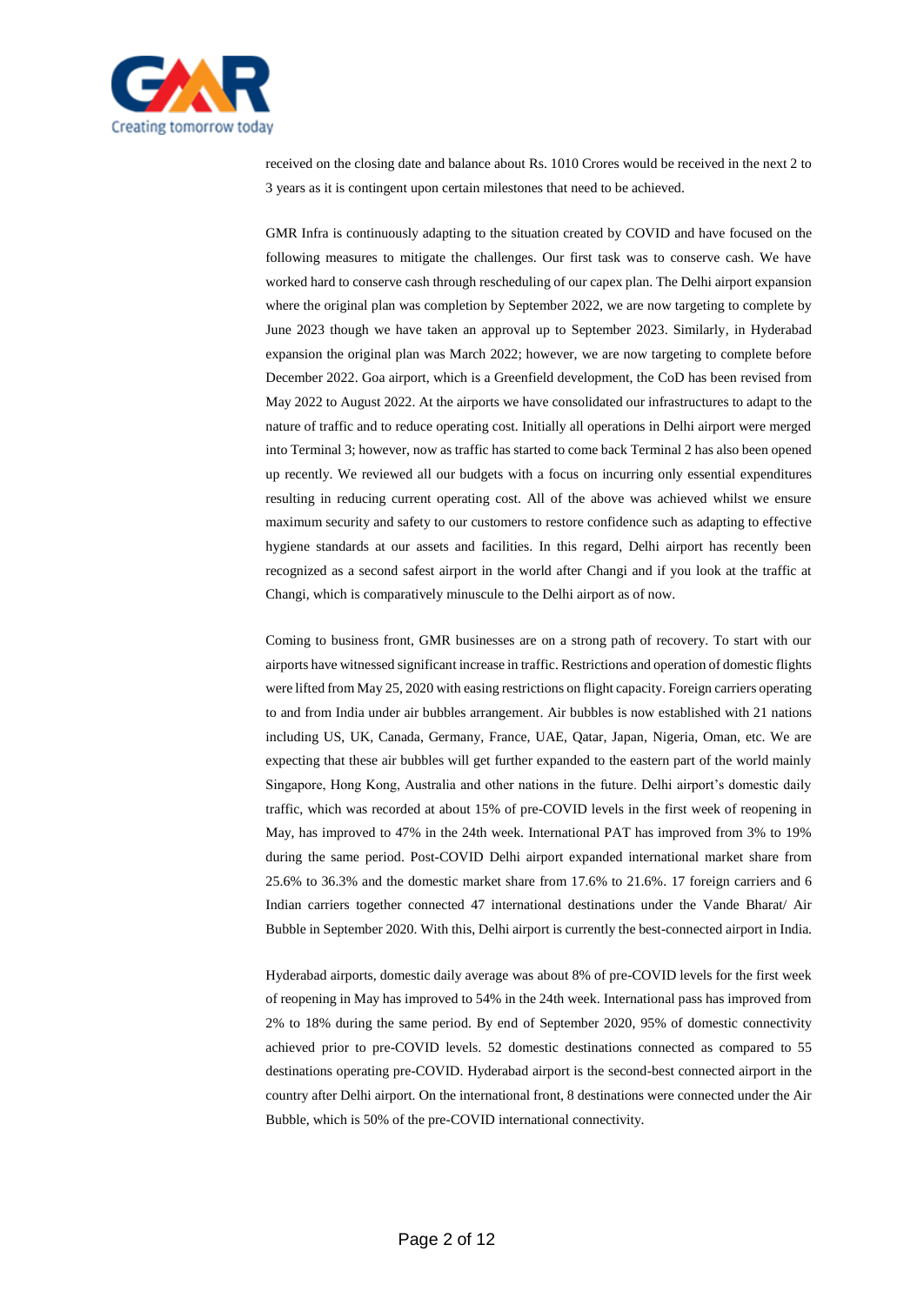received on the closing date and balance about Rs. 1010 Crores would be received in the next 2 to 3 years as it is contingent upon certain milestones that need to be achieved.

GMR Infra is continuously adapting to the situation created by COVID and have focused on the following measures to mitigate the challenges. Our first task was to conserve cash. We have worked hard to conserve cash through rescheduling of our capex plan. The Delhi airport expansion where the original plan was completion by September 2022, we are now targeting to complete by June 2023 though we have taken an approval up to September 2023. Similarly, in Hyderabad expansion the original plan was March 2022; however, we are now targeting to complete before December 2022. Goa airport, which is a Greenfield development, the CoD has been revised from May 2022 to August 2022. At the airports we have consolidated our infrastructures to adapt to the nature of traffic and to reduce operating cost. Initially all operations in Delhi airport were merged into Terminal 3; however, now as traffic has started to come back Terminal 2 has also been opened up recently. We reviewed all our budgets with a focus on incurring only essential expenditures resulting in reducing current operating cost. All of the above was achieved whilst we ensure maximum security and safety to our customers to restore confidence such as adapting to effective hygiene standards at our assets and facilities. In this regard, Delhi airport has recently been recognized as a second safest airport in the world after Changi and if you look at the traffic at Changi, which is comparatively minuscule to the Delhi airport as of now.

Coming to business front, GMR businesses are on a strong path of recovery. To start with our airports have witnessed significant increase in traffic. Restrictions and operation of domestic flights were lifted from May 25, 2020 with easing restrictions on flight capacity. Foreign carriers operating to and from India under air bubbles arrangement. Air bubbles is now established with 21 nations including US, UK, Canada, Germany, France, UAE, Qatar, Japan, Nigeria, Oman, etc. We are expecting that these air bubbles will get further expanded to the eastern part of the world mainly Singapore, Hong Kong, Australia and other nations in the future. Delhi airport's domestic daily traffic, which was recorded at about 15% of pre-COVID levels in the first week of reopening in May, has improved to 47% in the 24th week. International PAT has improved from 3% to 19% during the same period. Post-COVID Delhi airport expanded international market share from 25.6% to 36.3% and the domestic market share from 17.6% to 21.6%. 17 foreign carriers and 6 Indian carriers together connected 47 international destinations under the Vande Bharat/ Air Bubble in September 2020. With this, Delhi airport is currently the best-connected airport in India.

Hyderabad airports, domestic daily average was about 8% of pre-COVID levels for the first week of reopening in May has improved to 54% in the 24th week. International pass has improved from 2% to 18% during the same period. By end of September 2020, 95% of domestic connectivity achieved prior to pre-COVID levels. 52 domestic destinations connected as compared to 55 destinations operating pre-COVID. Hyderabad airport is the second-best connected airport in the country after Delhi airport. On the international front, 8 destinations were connected under the Air Bubble, which is 50% of the pre-COVID international connectivity.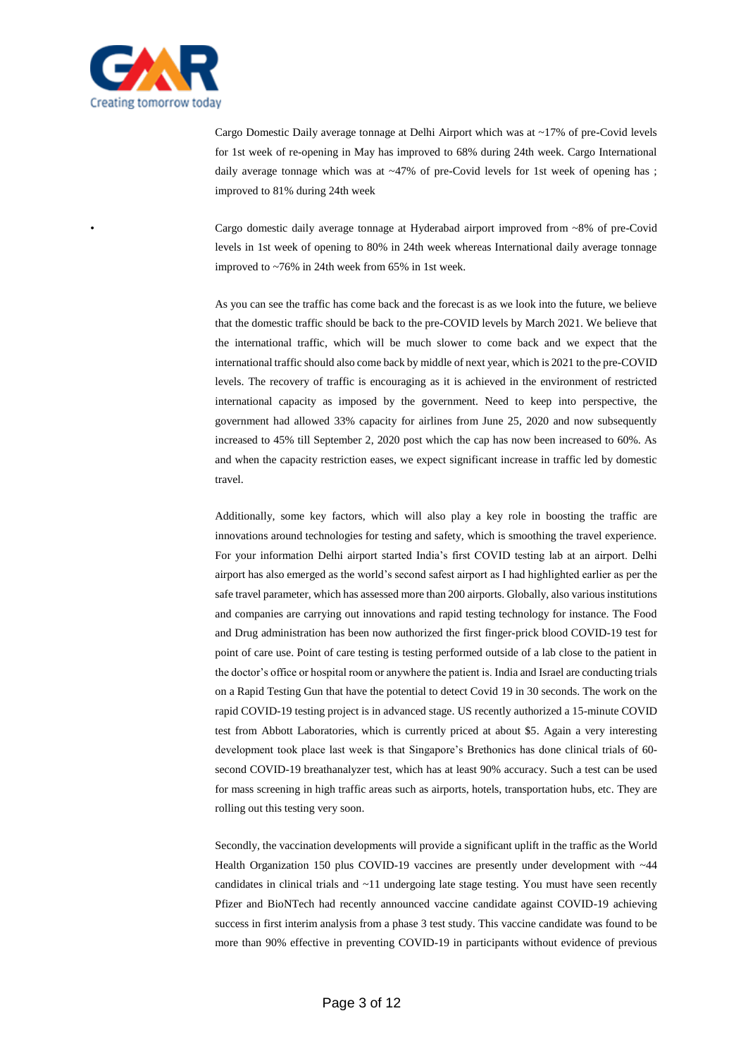Cargo Domestic Daily average tonnage at Delhi Airport which was at ~17% of pre-Covid levels for 1st week of re-opening in May has improved to 68% during 24th week. Cargo International daily average tonnage which was at ~47% of pre-Covid levels for 1st week of opening has ; improved to 81% during 24th week

- Cargo domestic daily average tonnage at Hyderabad airport improved from ~8% of pre-Covid levels in 1st week of opening to 80% in 24th week whereas International daily average tonnage improved to ~76% in 24th week from 65% in 1st week.

As you can see the traffic has come back and the forecast is as we look into the future, we believe that the domestic traffic should be back to the pre-COVID levels by March 2021. We believe that the international traffic, which will be much slower to come back and we expect that the international traffic should also come back by middle of next year, which is 2021 to the pre-COVID levels. The recovery of traffic is encouraging as it is achieved in the environment of restricted international capacity as imposed by the government. Need to keep into perspective, the government had allowed 33% capacity for airlines from June 25, 2020 and now subsequently increased to 45% till September 2, 2020 post which the cap has now been increased to 60%. As and when the capacity restriction eases, we expect significant increase in traffic led by domestic travel.

Additionally, some key factors, which will also play a key role in boosting the traffic are innovations around technologies for testing and safety, which is smoothing the travel experience. For your information Delhi airport started India's first COVID testing lab at an airport. Delhi airport has also emerged as the world's second safest airport as I had highlighted earlier as per the safe travel parameter, which has assessed more than 200 airports. Globally, also various institutions and companies are carrying out innovations and rapid testing technology for instance. The Food and Drug administration has been now authorized the first finger-prick blood COVID-19 test for point of care use. Point of care testing is testing performed outside of a lab close to the patient in the doctor's office or hospital room or anywhere the patient is. India and Israel are conducting trials on a Rapid Testing Gun that have the potential to detect Covid 19 in 30 seconds. The work on the rapid COVID-19 testing project is in advanced stage. US recently authorized a 15-minute COVID test from Abbott Laboratories, which is currently priced at about $5. Again a very interesting development took place last week is that Singapore's Brethonics has done clinical trials of 60-second COVID-19 breathanalyzer test, which has at least 90% accuracy. Such a test can be used for mass screening in high traffic areas such as airports, hotels, transportation hubs, etc. They are rolling out this testing very soon.

Secondly, the vaccination developments will provide a significant uplift in the traffic as the World Health Organization 150 plus COVID-19 vaccines are presently under development with ~44 candidates in clinical trials and ~11 undergoing late stage testing. You must have seen recently Pfizer and BioNTech had recently announced vaccine candidate against COVID-19 achieving success in first interim analysis from a phase 3 test study. This vaccine candidate was found to be more than 90% effective in preventing COVID-19 in participants without evidence of previous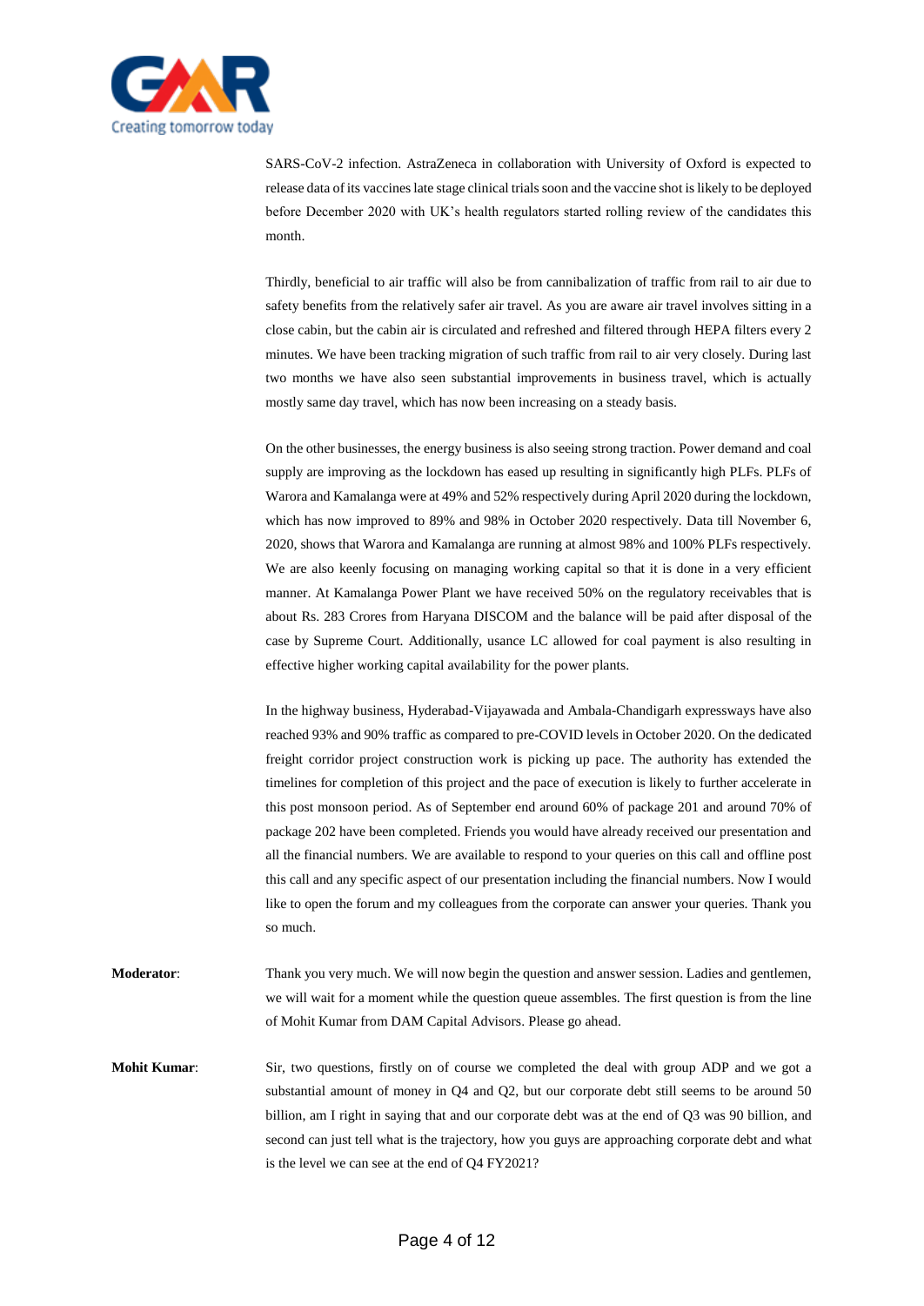SARS-CoV-2 infection. AstraZeneca in collaboration with University of Oxford is expected to release data of its vaccines late stage clinical trials soon and the vaccine shot is likely to be deployed before December 2020 with UK's health regulators started rolling review of the candidates this month.

Thirdly, beneficial to air traffic will also be from cannibalization of traffic from rail to air due to safety benefits from the relatively safer air travel. As you are aware air travel involves sitting in a close cabin, but the cabin air is circulated and refreshed and filtered through HEPA filters every 2 minutes. We have been tracking migration of such traffic from rail to air very closely. During last two months we have also seen substantial improvements in business travel, which is actually mostly same day travel, which has now been increasing on a steady basis.

On the other businesses, the energy business is also seeing strong traction. Power demand and coal supply are improving as the lockdown has eased up resulting in significantly high PLFs. PLFs of Warora and Kamalanga were at 49% and 52% respectively during April 2020 during the lockdown, which has now improved to 89% and 98% in October 2020 respectively. Data till November 6, 2020, shows that Warora and Kamalanga are running at almost 98% and 100% PLFs respectively. We are also keenly focusing on managing working capital so that it is done in a very efficient manner. At Kamalanga Power Plant we have received 50% on the regulatory receivables that is about Rs. 283 Crores from Haryana DISCOM and the balance will be paid after disposal of the case by Supreme Court. Additionally, usance LC allowed for coal payment is also resulting in effective higher working capital availability for the power plants.

In the highway business, Hyderabad-Vijayawada and Ambala-Chandigarh expressways have also reached 93% and 90% traffic as compared to pre-COVID levels in October 2020. On the dedicated freight corridor project construction work is picking up pace. The authority has extended the timelines for completion of this project and the pace of execution is likely to further accelerate in this post monsoon period. As of September end around 60% of package 201 and around 70% of package 202 have been completed. Friends you would have already received our presentation and all the financial numbers. We are available to respond to your queries on this call and offline post this call and any specific aspect of our presentation including the financial numbers. Now I would like to open the forum and my colleagues from the corporate can answer your queries. Thank you so much.

**Moderator**: Thank you very much. We will now begin the question and answer session. Ladies and gentlemen, we will wait for a moment while the question queue assembles. The first question is from the line of Mohit Kumar from DAM Capital Advisors. Please go ahead.

**Mohit Kumar**: Sir, two questions, firstly on of course we completed the deal with group ADP and we got a substantial amount of money in Q4 and Q2, but our corporate debt still seems to be around 50 billion, am I right in saying that and our corporate debt was at the end of Q3 was 90 billion, and second can just tell what is the trajectory, how you guys are approaching corporate debt and what is the level we can see at the end of Q4 FY2021?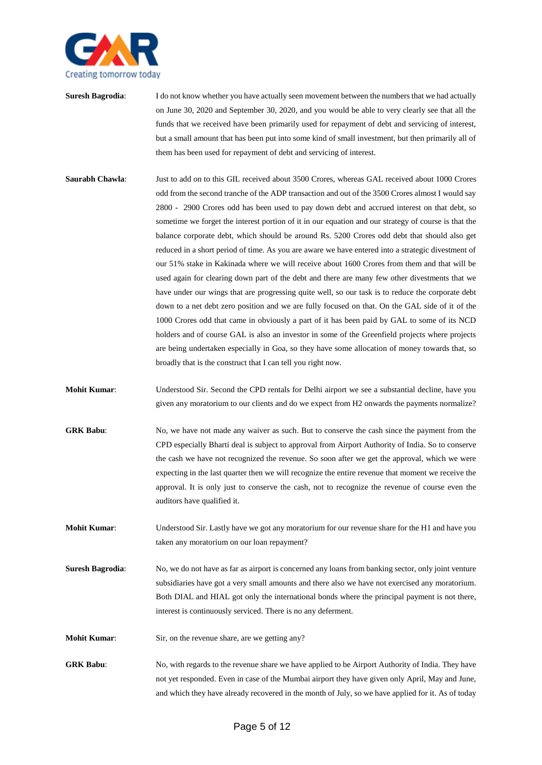**Suresh Bagrodia**: I do not know whether you have actually seen movement between the numbers that we had actually on June 30, 2020 and September 30, 2020, and you would be able to very clearly see that all the funds that we received have been primarily used for repayment of debt and servicing of interest, but a small amount that has been put into some kind of small investment, but then primarily all of them has been used for repayment of debt and servicing of interest.

**Saurabh Chawla**: Just to add on to this GIL received about 3500 Crores, whereas GAL received about 1000 Crores odd from the second tranche of the ADP transaction and out of the 3500 Crores almost I would say 2800 - 2900 Crores odd has been used to pay down debt and accrued interest on that debt, so sometime we forget the interest portion of it in our equation and our strategy of course is that the balance corporate debt, which should be around Rs. 5200 Crores odd debt that should also get reduced in a short period of time. As you are aware we have entered into a strategic divestment of our 51% stake in Kakinada where we will receive about 1600 Crores from them and that will be used again for clearing down part of the debt and there are many few other divestments that we have under our wings that are progressing quite well, so our task is to reduce the corporate debt down to a net debt zero position and we are fully focused on that. On the GAL side of it of the 1000 Crores odd that came in obviously a part of it has been paid by GAL to some of its NCD holders and of course GAL is also an investor in some of the Greenfield projects where projects are being undertaken especially in Goa, so they have some allocation of money towards that, so broadly that is the construct that I can tell you right now.

**Mohit Kumar**: Understood Sir. Second the CPD rentals for Delhi airport we see a substantial decline, have you given any moratorium to our clients and do we expect from H2 onwards the payments normalize?

**GRK Babu**: No, we have not made any waiver as such. But to conserve the cash since the payment from the CPD especially Bharti deal is subject to approval from Airport Authority of India. So to conserve the cash we have not recognized the revenue. So soon after we get the approval, which we were expecting in the last quarter then we will recognize the entire revenue that moment we receive the approval. It is only just to conserve the cash, not to recognize the revenue of course even the auditors have qualified it.

**Mohit Kumar**: Understood Sir. Lastly have we got any moratorium for our revenue share for the H1 and have you taken any moratorium on our loan repayment?

**Suresh Bagrodia**: No, we do not have as far as airport is concerned any loans from banking sector, only joint venture subsidiaries have got a very small amounts and there also we have not exercised any moratorium. Both DIAL and HIAL got only the international bonds where the principal payment is not there, interest is continuously serviced. There is no any deferment.

**Mohit Kumar**: Sir, on the revenue share, are we getting any?

**GRK Babu**: No, with regards to the revenue share we have applied to be Airport Authority of India. They have not yet responded. Even in case of the Mumbai airport they have given only April, May and June, and which they have already recovered in the month of July, so we have applied for it. As of today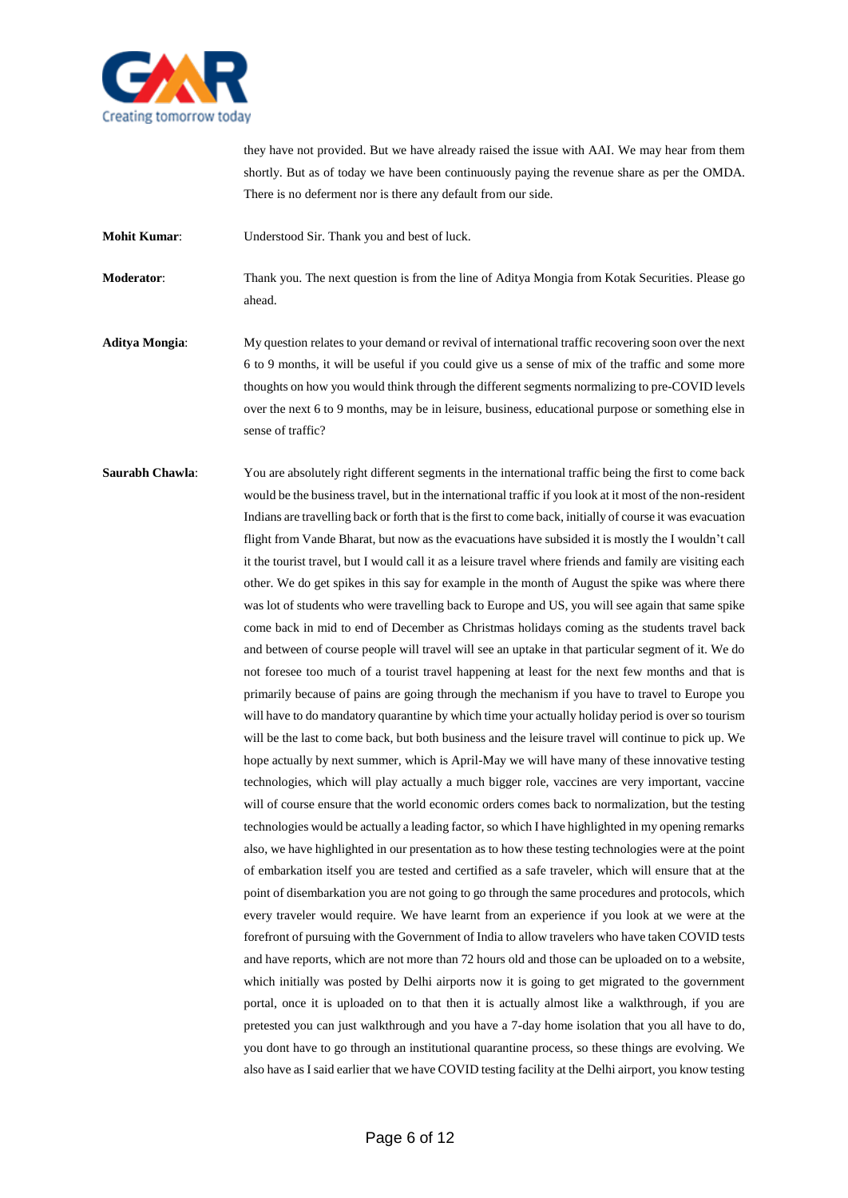they have not provided. But we have already raised the issue with AAI. We may hear from them shortly. But as of today we have been continuously paying the revenue share as per the OMDA. There is no deferment nor is there any default from our side.

**Mohit Kumar**: Understood Sir. Thank you and best of luck.

**Moderator**: Thank you. The next question is from the line of Aditya Mongia from Kotak Securities. Please go ahead.

**Aditya Mongia**: My question relates to your demand or revival of international traffic recovering soon over the next 6 to 9 months, it will be useful if you could give us a sense of mix of the traffic and some more thoughts on how you would think through the different segments normalizing to pre-COVID levels over the next 6 to 9 months, may be in leisure, business, educational purpose or something else in sense of traffic?

**Saurabh Chawla**: You are absolutely right different segments in the international traffic being the first to come back would be the business travel, but in the international traffic if you look at it most of the non-resident Indians are travelling back or forth that is the first to come back, initially of course it was evacuation flight from Vande Bharat, but now as the evacuations have subsided it is mostly the I wouldn't call it the tourist travel, but I would call it as a leisure travel where friends and family are visiting each other. We do get spikes in this say for example in the month of August the spike was where there was lot of students who were travelling back to Europe and US, you will see again that same spike come back in mid to end of December as Christmas holidays coming as the students travel back and between of course people will travel will see an uptake in that particular segment of it. We do not foresee too much of a tourist travel happening at least for the next few months and that is primarily because of pains are going through the mechanism if you have to travel to Europe you will have to do mandatory quarantine by which time your actually holiday period is over so tourism will be the last to come back, but both business and the leisure travel will continue to pick up. We hope actually by next summer, which is April-May we will have many of these innovative testing technologies, which will play actually a much bigger role, vaccines are very important, vaccine will of course ensure that the world economic orders comes back to normalization, but the testing technologies would be actually a leading factor, so which I have highlighted in my opening remarks also, we have highlighted in our presentation as to how these testing technologies were at the point of embarkation itself you are tested and certified as a safe traveler, which will ensure that at the point of disembarkation you are not going to go through the same procedures and protocols, which every traveler would require. We have learnt from an experience if you look at we were at the forefront of pursuing with the Government of India to allow travelers who have taken COVID tests and have reports, which are not more than 72 hours old and those can be uploaded on to a website, which initially was posted by Delhi airports now it is going to get migrated to the government portal, once it is uploaded on to that then it is actually almost like a walkthrough, if you are pretested you can just walkthrough and you have a 7-day home isolation that you all have to do, you dont have to go through an institutional quarantine process, so these things are evolving. We also have as I said earlier that we have COVID testing facility at the Delhi airport, you know testing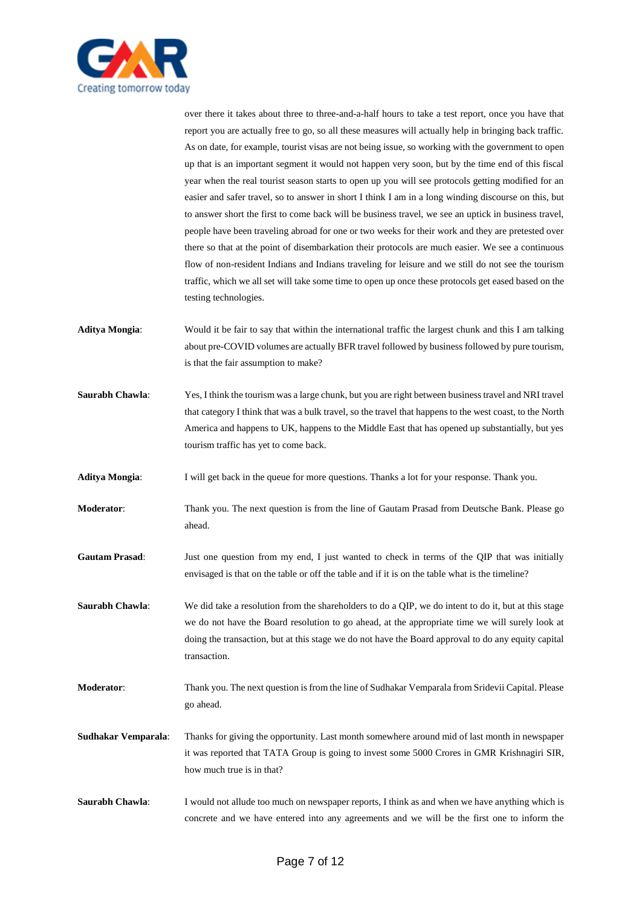over there it takes about three to three-and-a-half hours to take a test report, once you have that report you are actually free to go, so all these measures will actually help in bringing back traffic. As on date, for example, tourist visas are not being issue, so working with the government to open up that is an important segment it would not happen very soon, but by the time end of this fiscal year when the real tourist season starts to open up you will see protocols getting modified for an easier and safer travel, so to answer in short I think I am in a long winding discourse on this, but to answer short the first to come back will be business travel, we see an uptick in business travel, people have been traveling abroad for one or two weeks for their work and they are pretested over there so that at the point of disembarkation their protocols are much easier. We see a continuous flow of non-resident Indians and Indians traveling for leisure and we still do not see the tourism traffic, which we all set will take some time to open up once these protocols get eased based on the testing technologies.

**Aditya Mongia**: Would it be fair to say that within the international traffic the largest chunk and this I am talking about pre-COVID volumes are actually BFR travel followed by business followed by pure tourism, is that the fair assumption to make?

**Saurabh Chawla**: Yes, I think the tourism was a large chunk, but you are right between business travel and NRI travel that category I think that was a bulk travel, so the travel that happens to the west coast, to the North America and happens to UK, happens to the Middle East that has opened up substantially, but yes tourism traffic has yet to come back.

**Aditya Mongia**: I will get back in the queue for more questions. Thanks a lot for your response. Thank you.

**Moderator**: Thank you. The next question is from the line of Gautam Prasad from Deutsche Bank. Please go ahead.

**Gautam Prasad**: Just one question from my end, I just wanted to check in terms of the QIP that was initially envisaged is that on the table or off the table and if it is on the table what is the timeline?

**Saurabh Chawla**: We did take a resolution from the shareholders to do a QIP, we do intent to do it, but at this stage we do not have the Board resolution to go ahead, at the appropriate time we will surely look at doing the transaction, but at this stage we do not have the Board approval to do any equity capital transaction.

**Moderator**: Thank you. The next question is from the line of Sudhakar Vemparala from Sridevii Capital. Please go ahead.

**Sudhakar Vemparala**: Thanks for giving the opportunity. Last month somewhere around mid of last month in newspaper it was reported that TATA Group is going to invest some 5000 Crores in GMR Krishnagiri SIR, how much true is in that?

**Saurabh Chawla**: I would not allude too much on newspaper reports, I think as and when we have anything which is concrete and we have entered into any agreements and we will be the first one to inform the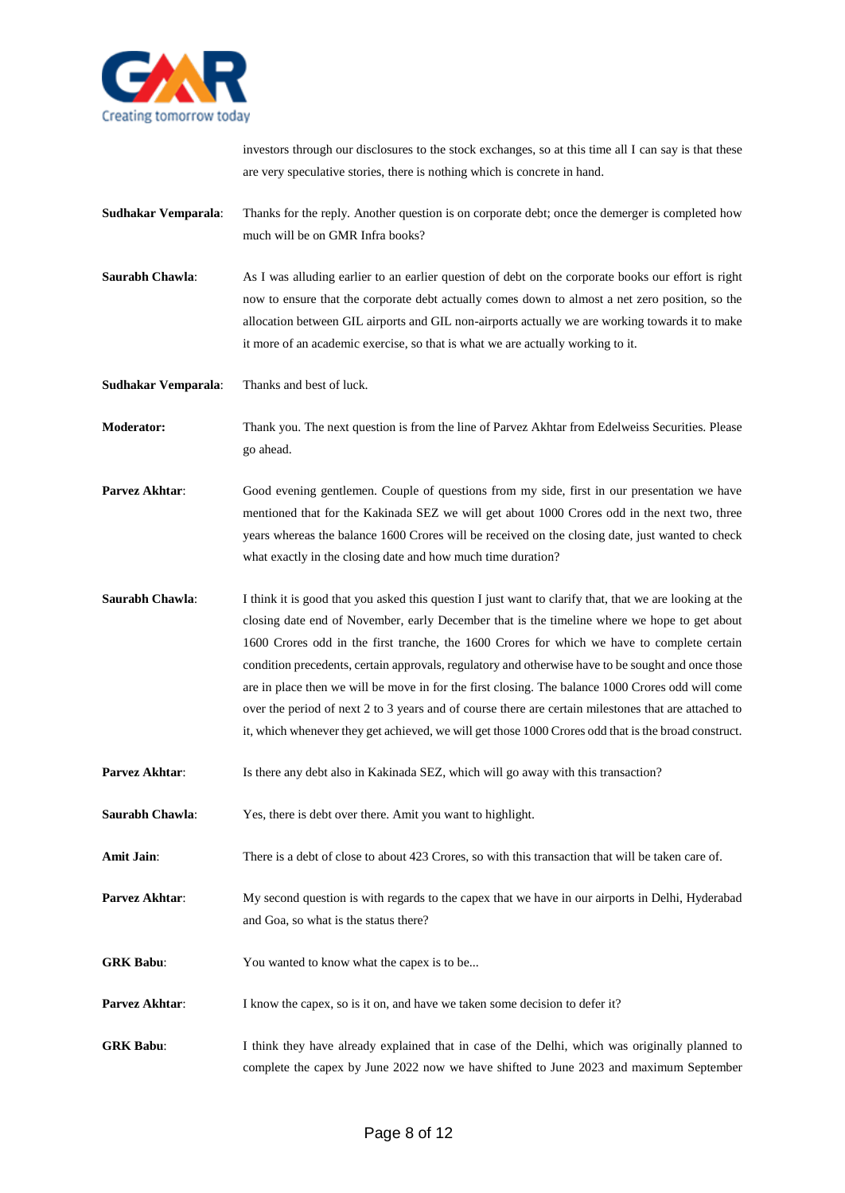investors through our disclosures to the stock exchanges, so at this time all I can say is that these are very speculative stories, there is nothing which is concrete in hand.

**Sudhakar Vemparala**: Thanks for the reply. Another question is on corporate debt; once the demerger is completed how much will be on GMR Infra books?

**Saurabh Chawla**: As I was alluding earlier to an earlier question of debt on the corporate books our effort is right now to ensure that the corporate debt actually comes down to almost a net zero position, so the allocation between GIL airports and GIL non-airports actually we are working towards it to make it more of an academic exercise, so that is what we are actually working to it.

**Sudhakar Vemparala**: Thanks and best of luck.

**Moderator:** Thank you. The next question is from the line of Parvez Akhtar from Edelweiss Securities. Please go ahead.

**Parvez Akhtar**: Good evening gentlemen. Couple of questions from my side, first in our presentation we have mentioned that for the Kakinada SEZ we will get about 1000 Crores odd in the next two, three years whereas the balance 1600 Crores will be received on the closing date, just wanted to check what exactly in the closing date and how much time duration?

**Saurabh Chawla**: I think it is good that you asked this question I just want to clarify that, that we are looking at the closing date end of November, early December that is the timeline where we hope to get about 1600 Crores odd in the first tranche, the 1600 Crores for which we have to complete certain condition precedents, certain approvals, regulatory and otherwise have to be sought and once those are in place then we will be move in for the first closing. The balance 1000 Crores odd will come over the period of next 2 to 3 years and of course there are certain milestones that are attached to it, which whenever they get achieved, we will get those 1000 Crores odd that is the broad construct.

**Parvez Akhtar**: Is there any debt also in Kakinada SEZ, which will go away with this transaction?

**Saurabh Chawla**: Yes, there is debt over there. Amit you want to highlight.

**Amit Jain**: There is a debt of close to about 423 Crores, so with this transaction that will be taken care of.

**Parvez Akhtar**: My second question is with regards to the capex that we have in our airports in Delhi, Hyderabad and Goa, so what is the status there?

**GRK Babu**: You wanted to know what the capex is to be...

**Parvez Akhtar**: I know the capex, so is it on, and have we taken some decision to defer it?

**GRK Babu**: I think they have already explained that in case of the Delhi, which was originally planned to complete the capex by June 2022 now we have shifted to June 2023 and maximum September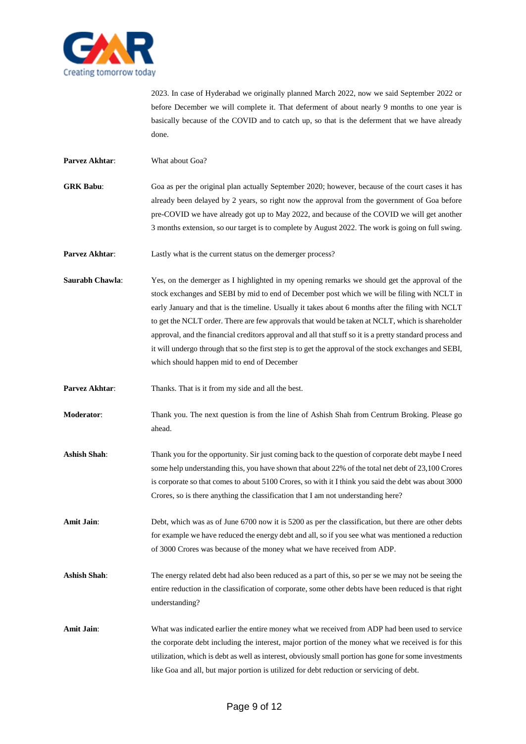2023. In case of Hyderabad we originally planned March 2022, now we said September 2022 or before December we will complete it. That deferment of about nearly 9 months to one year is basically because of the COVID and to catch up, so that is the deferment that we have already done.

**Parvez Akhtar**: What about Goa?

**GRK Babu**: Goa as per the original plan actually September 2020; however, because of the court cases it has already been delayed by 2 years, so right now the approval from the government of Goa before pre-COVID we have already got up to May 2022, and because of the COVID we will get another 3 months extension, so our target is to complete by August 2022. The work is going on full swing.

**Parvez Akhtar**: Lastly what is the current status on the demerger process?

**Saurabh Chawla**: Yes, on the demerger as I highlighted in my opening remarks we should get the approval of the stock exchanges and SEBI by mid to end of December post which we will be filing with NCLT in early January and that is the timeline. Usually it takes about 6 months after the filing with NCLT to get the NCLT order. There are few approvals that would be taken at NCLT, which is shareholder approval, and the financial creditors approval and all that stuff so it is a pretty standard process and it will undergo through that so the first step is to get the approval of the stock exchanges and SEBI, which should happen mid to end of December

**Parvez Akhtar**: Thanks. That is it from my side and all the best.

**Moderator**: Thank you. The next question is from the line of Ashish Shah from Centrum Broking. Please go ahead.

**Ashish Shah**: Thank you for the opportunity. Sir just coming back to the question of corporate debt maybe I need some help understanding this, you have shown that about 22% of the total net debt of 23,100 Crores is corporate so that comes to about 5100 Crores, so with it I think you said the debt was about 3000 Crores, so is there anything the classification that I am not understanding here?

**Amit Jain**: Debt, which was as of June 6700 now it is 5200 as per the classification, but there are other debts for example we have reduced the energy debt and all, so if you see what was mentioned a reduction of 3000 Crores was because of the money what we have received from ADP.

**Ashish Shah**: The energy related debt had also been reduced as a part of this, so per se we may not be seeing the entire reduction in the classification of corporate, some other debts have been reduced is that right understanding?

**Amit Jain**: What was indicated earlier the entire money what we received from ADP had been used to service the corporate debt including the interest, major portion of the money what we received is for this utilization, which is debt as well as interest, obviously small portion has gone for some investments like Goa and all, but major portion is utilized for debt reduction or servicing of debt.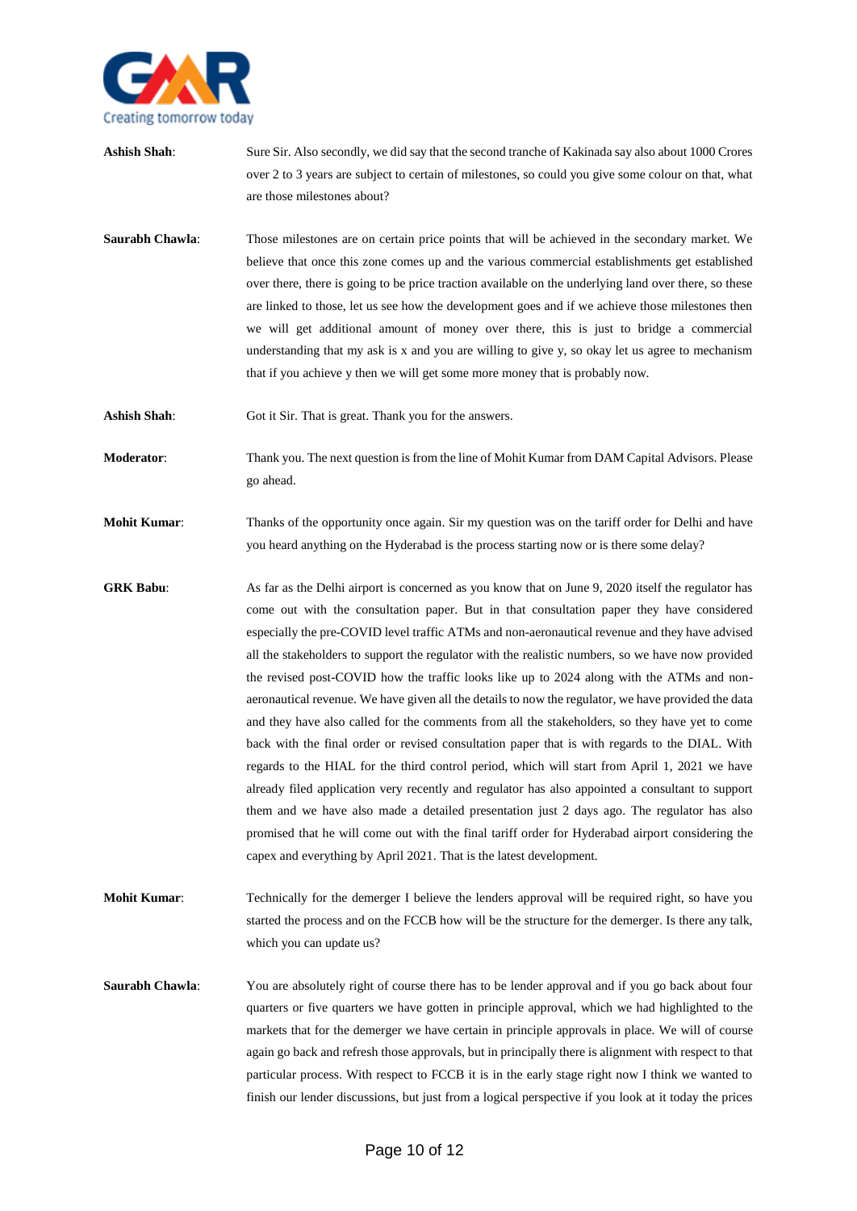**Ashish Shah**: Sure Sir. Also secondly, we did say that the second tranche of Kakinada say also about 1000 Crores over 2 to 3 years are subject to certain of milestones, so could you give some colour on that, what are those milestones about?

**Saurabh Chawla**: Those milestones are on certain price points that will be achieved in the secondary market. We believe that once this zone comes up and the various commercial establishments get established over there, there is going to be price traction available on the underlying land over there, so these are linked to those, let us see how the development goes and if we achieve those milestones then we will get additional amount of money over there, this is just to bridge a commercial understanding that my ask is x and you are willing to give y, so okay let us agree to mechanism that if you achieve y then we will get some more money that is probably now.

**Ashish Shah**: Got it Sir. That is great. Thank you for the answers.

**Moderator**: Thank you. The next question is from the line of Mohit Kumar from DAM Capital Advisors. Please go ahead.

**Mohit Kumar**: Thanks of the opportunity once again. Sir my question was on the tariff order for Delhi and have you heard anything on the Hyderabad is the process starting now or is there some delay?

**GRK Babu**: As far as the Delhi airport is concerned as you know that on June 9, 2020 itself the regulator has come out with the consultation paper. But in that consultation paper they have considered especially the pre-COVID level traffic ATMs and non-aeronautical revenue and they have advised all the stakeholders to support the regulator with the realistic numbers, so we have now provided the revised post-COVID how the traffic looks like up to 2024 along with the ATMs and non-aeronautical revenue. We have given all the details to now the regulator, we have provided the data and they have also called for the comments from all the stakeholders, so they have yet to come back with the final order or revised consultation paper that is with regards to the DIAL. With regards to the HIAL for the third control period, which will start from April 1, 2021 we have already filed application very recently and regulator has also appointed a consultant to support them and we have also made a detailed presentation just 2 days ago. The regulator has also promised that he will come out with the final tariff order for Hyderabad airport considering the capex and everything by April 2021. That is the latest development.

**Mohit Kumar**: Technically for the demerger I believe the lenders approval will be required right, so have you started the process and on the FCCB how will be the structure for the demerger. Is there any talk, which you can update us?

**Saurabh Chawla**: You are absolutely right of course there has to be lender approval and if you go back about four quarters or five quarters we have gotten in principle approval, which we had highlighted to the markets that for the demerger we have certain in principle approvals in place. We will of course again go back and refresh those approvals, but in principally there is alignment with respect to that particular process. With respect to FCCB it is in the early stage right now I think we wanted to finish our lender discussions, but just from a logical perspective if you look at it today the prices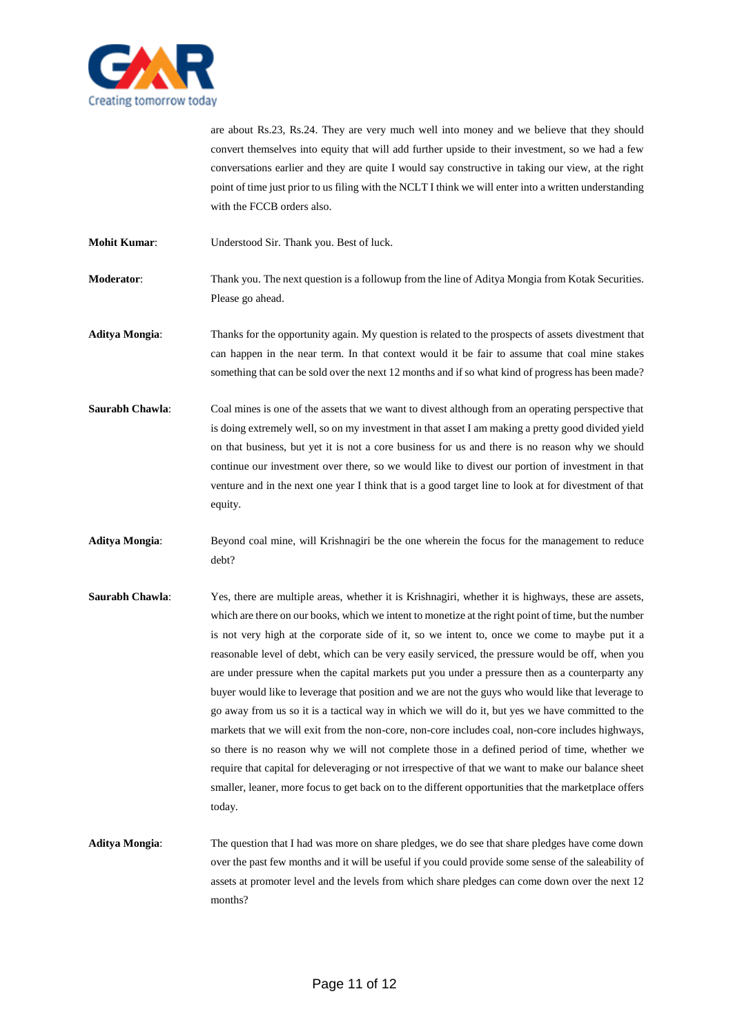are about Rs.23, Rs.24. They are very much well into money and we believe that they should convert themselves into equity that will add further upside to their investment, so we had a few conversations earlier and they are quite I would say constructive in taking our view, at the right point of time just prior to us filing with the NCLT I think we will enter into a written understanding with the FCCB orders also.

**Mohit Kumar**: Understood Sir. Thank you. Best of luck.

**Moderator**: Thank you. The next question is a followup from the line of Aditya Mongia from Kotak Securities. Please go ahead.

**Aditya Mongia**: Thanks for the opportunity again. My question is related to the prospects of assets divestment that can happen in the near term. In that context would it be fair to assume that coal mine stakes something that can be sold over the next 12 months and if so what kind of progress has been made?

**Saurabh Chawla**: Coal mines is one of the assets that we want to divest although from an operating perspective that is doing extremely well, so on my investment in that asset I am making a pretty good divided yield on that business, but yet it is not a core business for us and there is no reason why we should continue our investment over there, so we would like to divest our portion of investment in that venture and in the next one year I think that is a good target line to look at for divestment of that equity.

**Aditya Mongia**: Beyond coal mine, will Krishnagiri be the one wherein the focus for the management to reduce debt?

**Saurabh Chawla**: Yes, there are multiple areas, whether it is Krishnagiri, whether it is highways, these are assets, which are there on our books, which we intent to monetize at the right point of time, but the number is not very high at the corporate side of it, so we intent to, once we come to maybe put it a reasonable level of debt, which can be very easily serviced, the pressure would be off, when you are under pressure when the capital markets put you under a pressure then as a counterparty any buyer would like to leverage that position and we are not the guys who would like that leverage to go away from us so it is a tactical way in which we will do it, but yes we have committed to the markets that we will exit from the non-core, non-core includes coal, non-core includes highways, so there is no reason why we will not complete those in a defined period of time, whether we require that capital for deleveraging or not irrespective of that we want to make our balance sheet smaller, leaner, more focus to get back on to the different opportunities that the marketplace offers today.

**Aditya Mongia**: The question that I had was more on share pledges, we do see that share pledges have come down over the past few months and it will be useful if you could provide some sense of the saleability of assets at promoter level and the levels from which share pledges can come down over the next 12 months?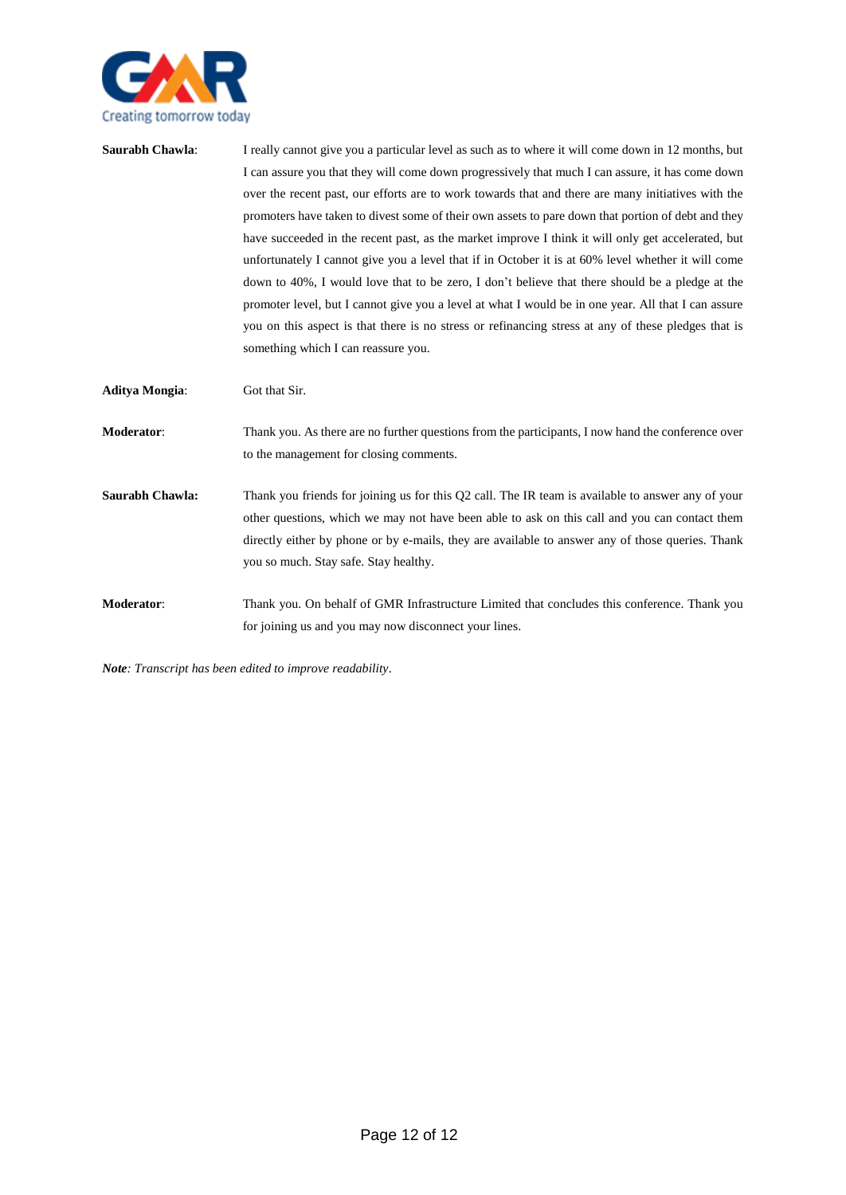**Saurabh Chawla**: I really cannot give you a particular level as such as to where it will come down in 12 months, but I can assure you that they will come down progressively that much I can assure, it has come down over the recent past, our efforts are to work towards that and there are many initiatives with the promoters have taken to divest some of their own assets to pare down that portion of debt and they have succeeded in the recent past, as the market improve I think it will only get accelerated, but unfortunately I cannot give you a level that if in October it is at 60% level whether it will come down to 40%, I would love that to be zero, I don't believe that there should be a pledge at the promoter level, but I cannot give you a level at what I would be in one year. All that I can assure you on this aspect is that there is no stress or refinancing stress at any of these pledges that is something which I can reassure you.

**Aditya Mongia**: Got that Sir.

**Moderator**: Thank you. As there are no further questions from the participants, I now hand the conference over to the management for closing comments.

**Saurabh Chawla:** Thank you friends for joining us for this Q2 call. The IR team is available to answer any of your other questions, which we may not have been able to ask on this call and you can contact them directly either by phone or by e-mails, they are available to answer any of those queries. Thank you so much. Stay safe. Stay healthy.

**Moderator**: Thank you. On behalf of GMR Infrastructure Limited that concludes this conference. Thank you for joining us and you may now disconnect your lines.

***Note****: Transcript has been edited to improve readability*.